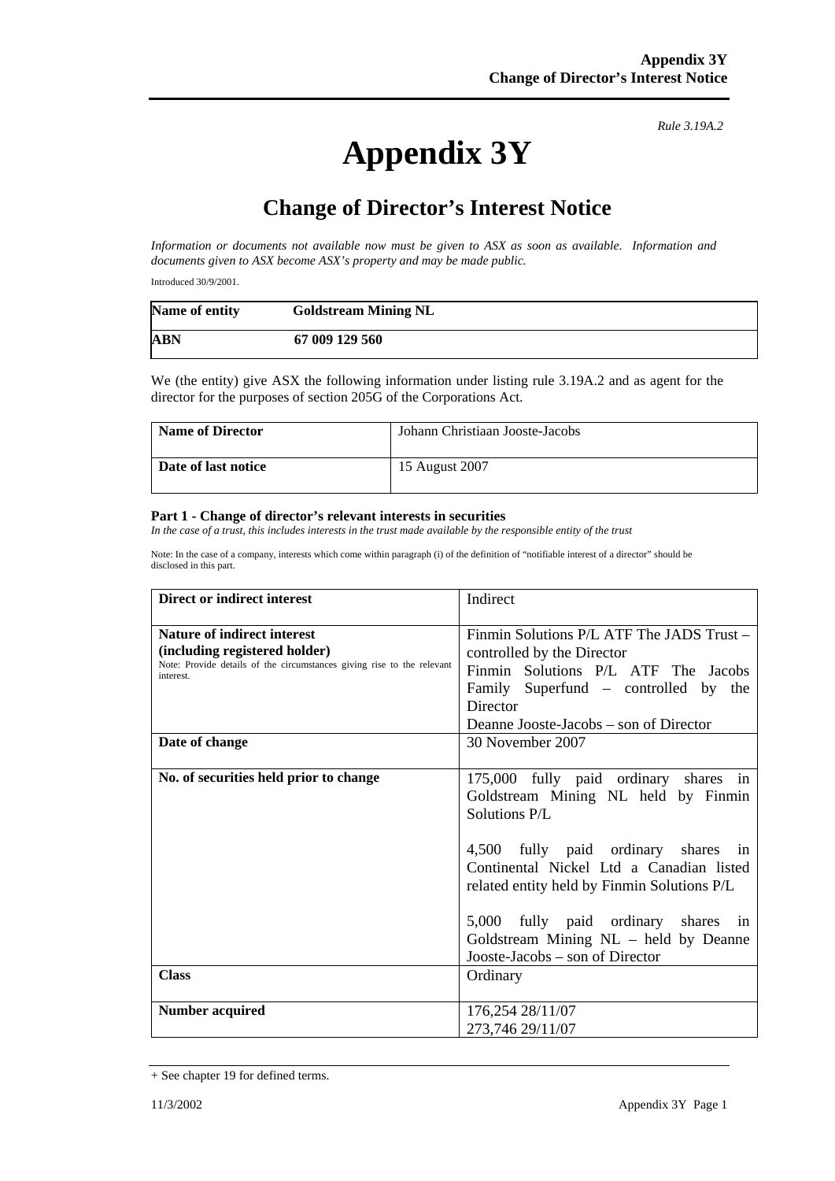*Rule 3.19A.2*

# Appendix 3Y

## Change of Director's Interest Notice

*Information or documents not available now must be given to ASX as soon as available. Information and documents given to ASX become ASX's property and may be made public.*

Introduced 30/9/2001.

| | |
|---|---|
| **Name of entity** | **Goldstream Mining NL** |
| **ABN** | **67 009 129 560** |

We (the entity) give ASX the following information under listing rule 3.19A.2 and as agent for the director for the purposes of section 205G of the Corporations Act.

| | |
|---|---|
| **Name of Director** | Johann Christiaan Jooste-Jacobs |
| **Date of last notice** | 15 August 2007 |

**Part 1 - Change of director's relevant interests in securities**

*In the case of a trust, this includes interests in the trust made available by the responsible entity of the trust*

Note: In the case of a company, interests which come within paragraph (i) of the definition of "notifiable interest of a director" should be disclosed in this part.

| | |
|---|---|
| **Direct or indirect interest** | Indirect |
| **Nature of indirect interest (including registered holder)**<br>Note: Provide details of the circumstances giving rise to the relevant interest. | Finmin Solutions P/L ATF The JADS Trust – controlled by the Director<br>Finmin Solutions P/L ATF The Jacobs Family Superfund – controlled by the Director<br>Deanne Jooste-Jacobs – son of Director |
| **Date of change** | 30 November 2007 |
| **No. of securities held prior to change** | 175,000 fully paid ordinary shares in Goldstream Mining NL held by Finmin Solutions P/L<br><br>4,500 fully paid ordinary shares in Continental Nickel Ltd a Canadian listed related entity held by Finmin Solutions P/L<br><br>5,000 fully paid ordinary shares in Goldstream Mining NL – held by Deanne Jooste-Jacobs – son of Director |
| **Class** | Ordinary |
| **Number acquired** | 176,254 28/11/07<br>273,746 29/11/07 |

+ See chapter 19 for defined terms.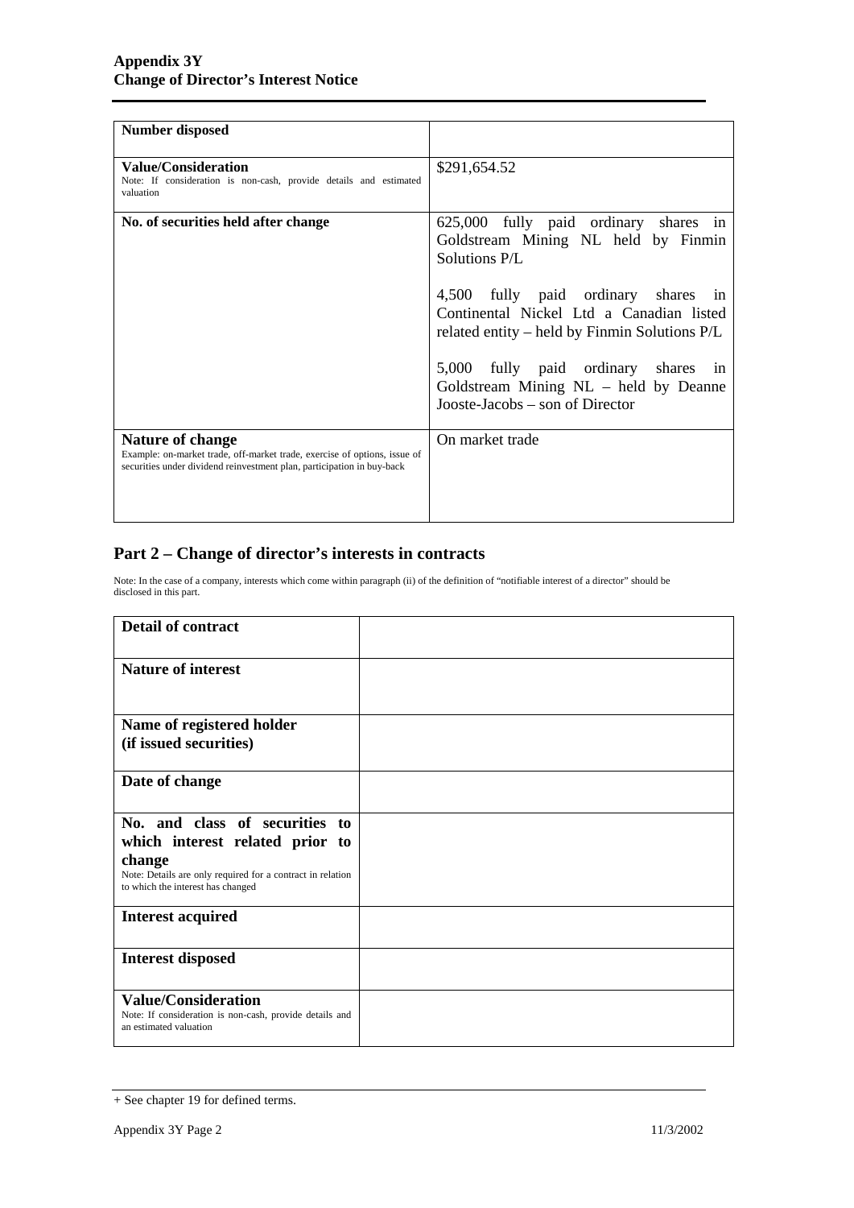| Number disposed | |
|---|---|
| **Value/Consideration**<br>Note: If consideration is non-cash, provide details and estimated valuation | $291,654.52 |
| **No. of securities held after change** | 625,000 fully paid ordinary shares in Goldstream Mining NL held by Finmin Solutions P/L<br><br>4,500 fully paid ordinary shares in Continental Nickel Ltd a Canadian listed related entity – held by Finmin Solutions P/L<br><br>5,000 fully paid ordinary shares in Goldstream Mining NL – held by Deanne Jooste-Jacobs – son of Director |
| **Nature of change**<br>Example: on-market trade, off-market trade, exercise of options, issue of securities under dividend reinvestment plan, participation in buy-back | On market trade |

## Part 2 – Change of director's interests in contracts

Note: In the case of a company, interests which come within paragraph (ii) of the definition of "notifiable interest of a director" should be disclosed in this part.

| Detail of contract | |
|---|---|
| **Nature of interest** | |
| **Name of registered holder (if issued securities)** | |
| **Date of change** | |
| **No. and class of securities to which interest related prior to change**<br>Note: Details are only required for a contract in relation to which the interest has changed | |
| **Interest acquired** | |
| **Interest disposed** | |
| **Value/Consideration**<br>Note: If consideration is non-cash, provide details and an estimated valuation | |

+ See chapter 19 for defined terms.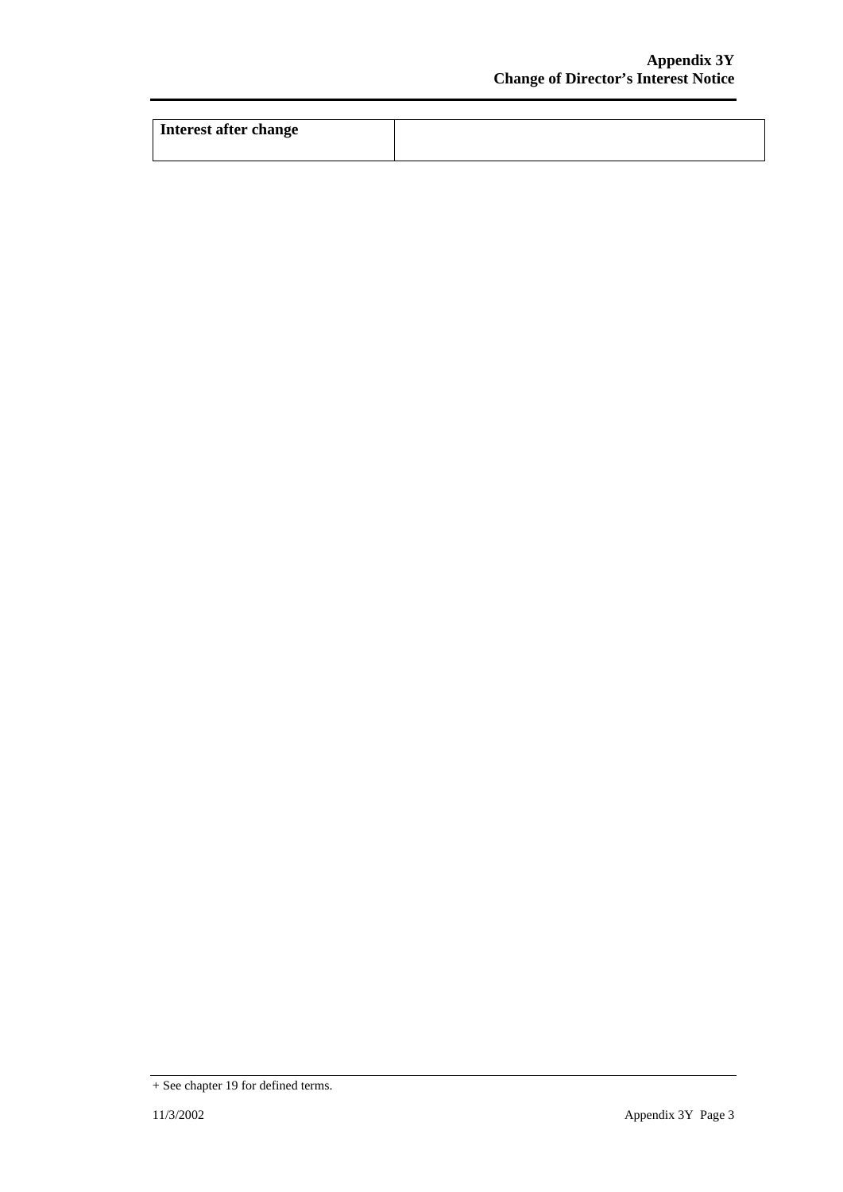| | |
|---|---|
| **Interest after change** | |

+ See chapter 19 for defined terms.